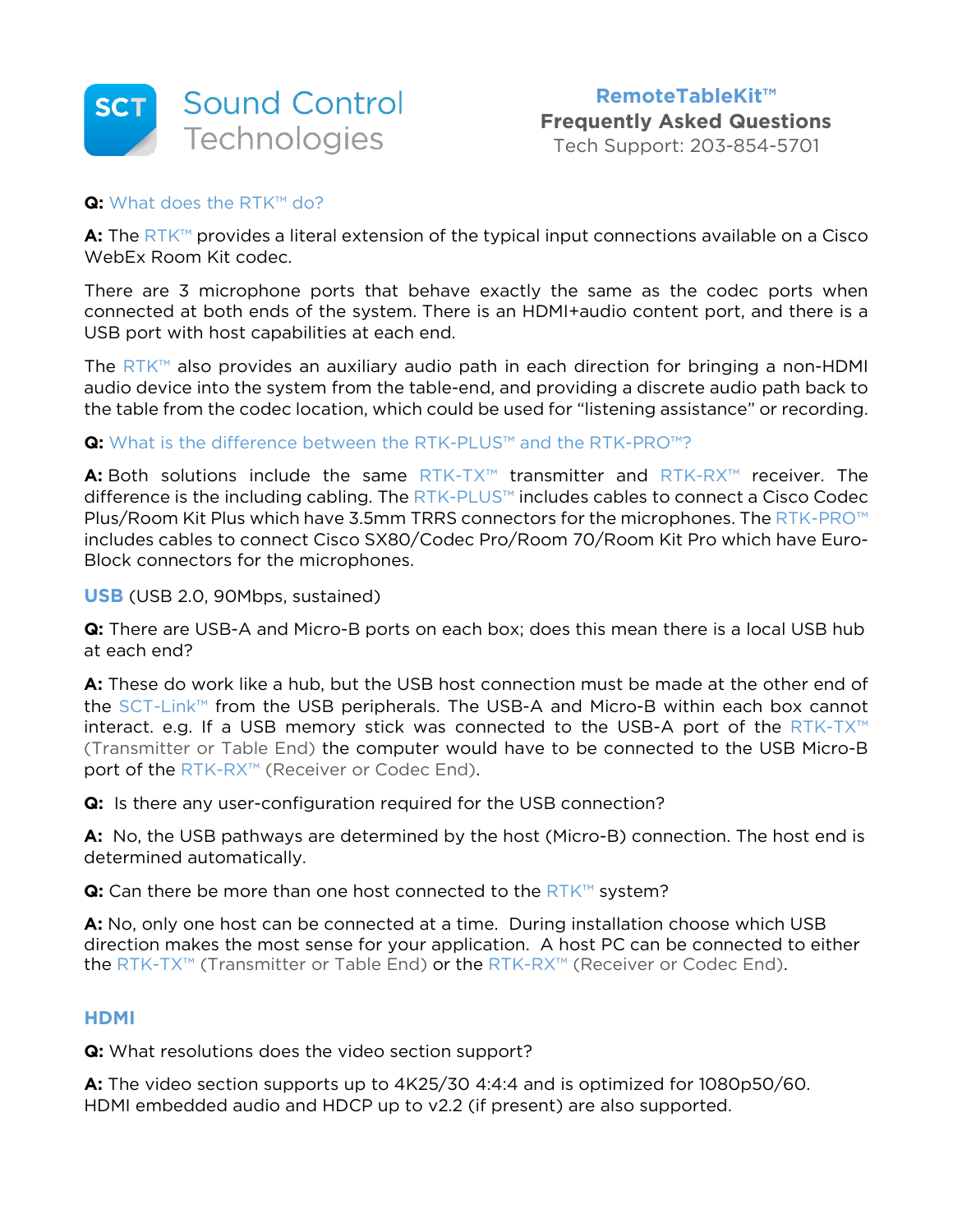# Sound Control Technologies

**RemoteTableKit™**
**Frequently Asked Questions**
Tech Support: 203-854-5701

**Q:** What does the RTK™ do?

**A:** The RTK™ provides a literal extension of the typical input connections available on a Cisco WebEx Room Kit codec.

There are 3 microphone ports that behave exactly the same as the codec ports when connected at both ends of the system. There is an HDMI+audio content port, and there is a USB port with host capabilities at each end.

The RTK™ also provides an auxiliary audio path in each direction for bringing a non-HDMI audio device into the system from the table-end, and providing a discrete audio path back to the table from the codec location, which could be used for "listening assistance" or recording.

**Q:** What is the difference between the RTK-PLUS™ and the RTK-PRO™?

**A:** Both solutions include the same RTK-TX™ transmitter and RTK-RX™ receiver. The difference is the including cabling. The RTK-PLUS™ includes cables to connect a Cisco Codec Plus/Room Kit Plus which have 3.5mm TRRS connectors for the microphones. The RTK-PRO™ includes cables to connect Cisco SX80/Codec Pro/Room 70/Room Kit Pro which have Euro-Block connectors for the microphones.

## USB (USB 2.0, 90Mbps, sustained)

**Q:** There are USB-A and Micro-B ports on each box; does this mean there is a local USB hub at each end?

**A:** These do work like a hub, but the USB host connection must be made at the other end of the SCT-Link™ from the USB peripherals. The USB-A and Micro-B within each box cannot interact. e.g. If a USB memory stick was connected to the USB-A port of the RTK-TX™ (Transmitter or Table End) the computer would have to be connected to the USB Micro-B port of the RTK-RX™ (Receiver or Codec End).

**Q:** Is there any user-configuration required for the USB connection?

**A:** No, the USB pathways are determined by the host (Micro-B) connection. The host end is determined automatically.

**Q:** Can there be more than one host connected to the RTK™ system?

**A:** No, only one host can be connected at a time. During installation choose which USB direction makes the most sense for your application. A host PC can be connected to either the RTK-TX™ (Transmitter or Table End) or the RTK-RX™ (Receiver or Codec End).

## HDMI

**Q:** What resolutions does the video section support?

**A:** The video section supports up to 4K25/30 4:4:4 and is optimized for 1080p50/60. HDMI embedded audio and HDCP up to v2.2 (if present) are also supported.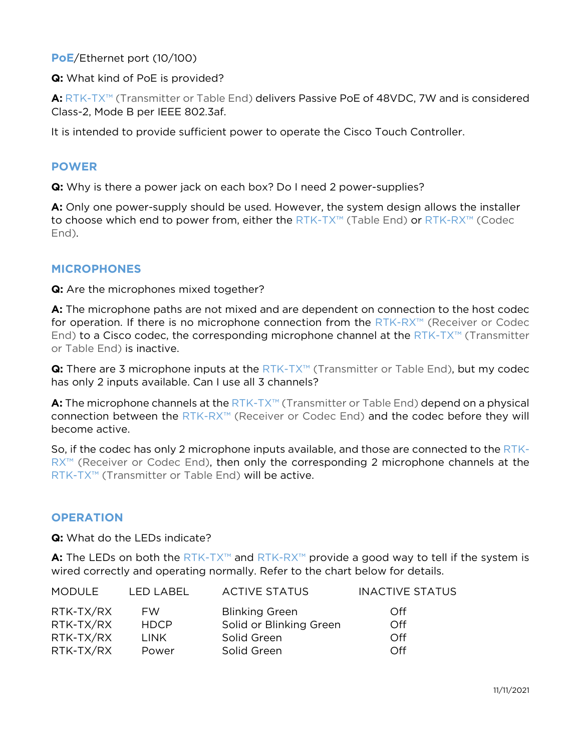**PoE**/Ethernet port (10/100)

**Q:** What kind of PoE is provided?

**A:** RTK-TX™ (Transmitter or Table End) delivers Passive PoE of 48VDC, 7W and is considered Class-2, Mode B per IEEE 802.3af.

It is intended to provide sufficient power to operate the Cisco Touch Controller.

## POWER

**Q:** Why is there a power jack on each box? Do I need 2 power-supplies?

**A:** Only one power-supply should be used. However, the system design allows the installer to choose which end to power from, either the RTK-TX™ (Table End) or RTK-RX™ (Codec End).

## MICROPHONES

**Q:** Are the microphones mixed together?

**A:** The microphone paths are not mixed and are dependent on connection to the host codec for operation. If there is no microphone connection from the RTK-RX™ (Receiver or Codec End) to a Cisco codec, the corresponding microphone channel at the RTK-TX™ (Transmitter or Table End) is inactive.

**Q:** There are 3 microphone inputs at the RTK-TX™ (Transmitter or Table End), but my codec has only 2 inputs available. Can I use all 3 channels?

**A:** The microphone channels at the RTK-TX™ (Transmitter or Table End) depend on a physical connection between the RTK-RX™ (Receiver or Codec End) and the codec before they will become active.

So, if the codec has only 2 microphone inputs available, and those are connected to the RTK-RX™ (Receiver or Codec End), then only the corresponding 2 microphone channels at the RTK-TX™ (Transmitter or Table End) will be active.

## OPERATION

**Q:** What do the LEDs indicate?

**A:** The LEDs on both the RTK-TX™ and RTK-RX™ provide a good way to tell if the system is wired correctly and operating normally. Refer to the chart below for details.

| MODULE | LED LABEL | ACTIVE STATUS | INACTIVE STATUS |
|---|---|---|---|
| RTK-TX/RX | FW | Blinking Green | Off |
| RTK-TX/RX | HDCP | Solid or Blinking Green | Off |
| RTK-TX/RX | LINK | Solid Green | Off |
| RTK-TX/RX | Power | Solid Green | Off |

11/11/2021